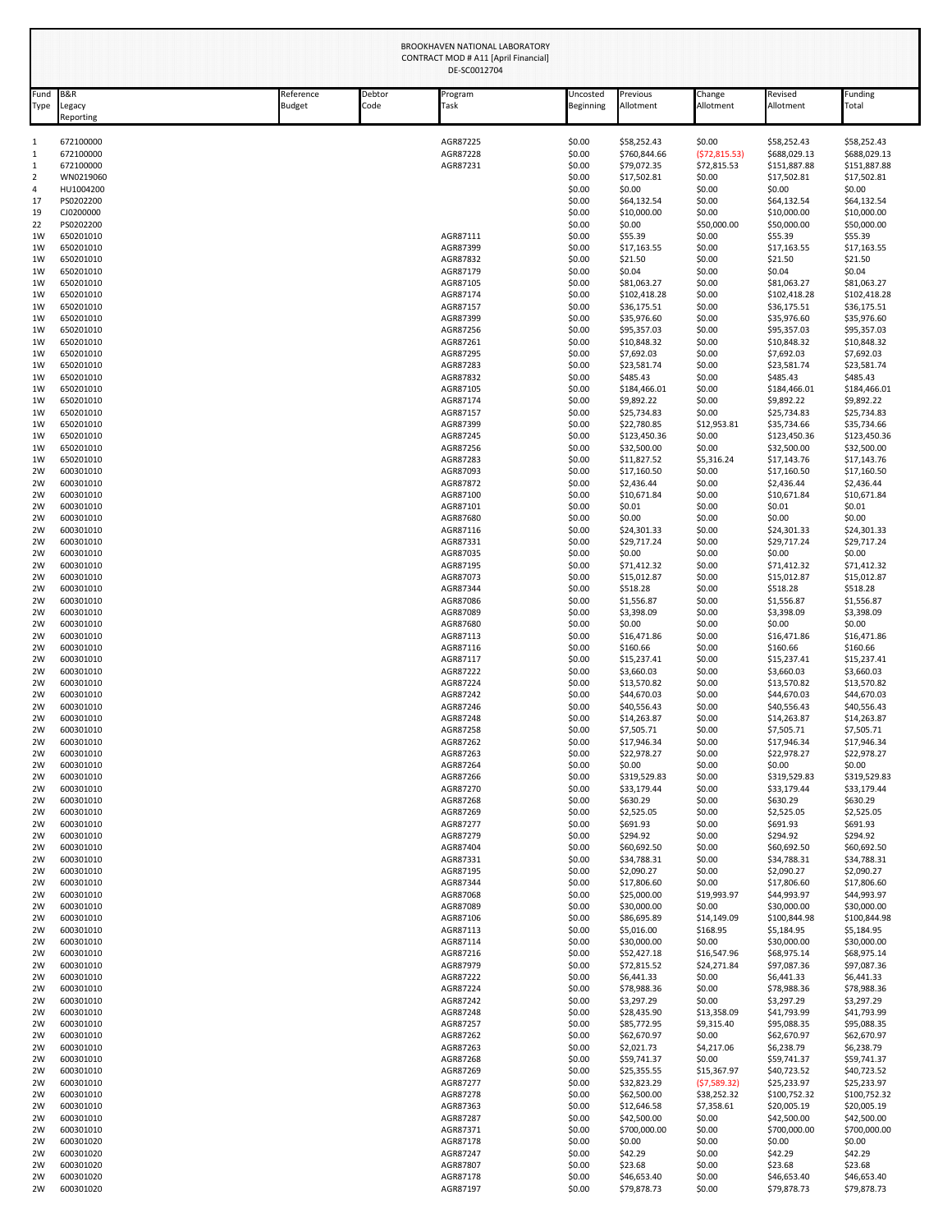BROOKHAVEN NATIONAL LABORATORY
CONTRACT MOD # A11 [April Financial]
DE-SC0012704

| Fund Type | B&R Legacy Reporting | Reference Budget | Debtor Code | Program Task | Uncosted Beginning | Previous Allotment | Change Allotment | Revised Allotment | Funding Total |
|---|---|---|---|---|---|---|---|---|---|
| 1 | 672100000 | | | AGR87225 | $0.00 | $58,252.43 | $0.00 | $58,252.43 | $58,252.43 |
| 1 | 672100000 | | | AGR87228 | $0.00 | $760,844.66 | ($72,815.53) | $688,029.13 | $688,029.13 |
| 1 | 672100000 | | | AGR87231 | $0.00 | $79,072.35 | $72,815.53 | $151,887.88 | $151,887.88 |
| 2 | WN0219060 | | | | $0.00 | $17,502.81 | $0.00 | $17,502.81 | $17,502.81 |
| 4 | HU1004200 | | | | $0.00 | $0.00 | $0.00 | $0.00 | $0.00 |
| 17 | PS0202200 | | | | $0.00 | $64,132.54 | $0.00 | $64,132.54 | $64,132.54 |
| 19 | CJ0200000 | | | | $0.00 | $10,000.00 | $0.00 | $10,000.00 | $10,000.00 |
| 22 | PS0202200 | | | | $0.00 | $0.00 | $50,000.00 | $50,000.00 | $50,000.00 |
| 1W | 650201010 | | | AGR87111 | $0.00 | $55.39 | $0.00 | $55.39 | $55.39 |
| 1W | 650201010 | | | AGR87399 | $0.00 | $17,163.55 | $0.00 | $17,163.55 | $17,163.55 |
| 1W | 650201010 | | | AGR87832 | $0.00 | $21.50 | $0.00 | $21.50 | $21.50 |
| 1W | 650201010 | | | AGR87179 | $0.00 | $0.04 | $0.00 | $0.04 | $0.04 |
| 1W | 650201010 | | | AGR87105 | $0.00 | $81,063.27 | $0.00 | $81,063.27 | $81,063.27 |
| 1W | 650201010 | | | AGR87174 | $0.00 | $102,418.28 | $0.00 | $102,418.28 | $102,418.28 |
| 1W | 650201010 | | | AGR87157 | $0.00 | $36,175.51 | $0.00 | $36,175.51 | $36,175.51 |
| 1W | 650201010 | | | AGR87399 | $0.00 | $35,976.60 | $0.00 | $35,976.60 | $35,976.60 |
| 1W | 650201010 | | | AGR87256 | $0.00 | $95,357.03 | $0.00 | $95,357.03 | $95,357.03 |
| 1W | 650201010 | | | AGR87261 | $0.00 | $10,848.32 | $0.00 | $10,848.32 | $10,848.32 |
| 1W | 650201010 | | | AGR87295 | $0.00 | $7,692.03 | $0.00 | $7,692.03 | $7,692.03 |
| 1W | 650201010 | | | AGR87283 | $0.00 | $23,581.74 | $0.00 | $23,581.74 | $23,581.74 |
| 1W | 650201010 | | | AGR87832 | $0.00 | $485.43 | $0.00 | $485.43 | $485.43 |
| 1W | 650201010 | | | AGR87105 | $0.00 | $184,466.01 | $0.00 | $184,466.01 | $184,466.01 |
| 1W | 650201010 | | | AGR87174 | $0.00 | $9,892.22 | $0.00 | $9,892.22 | $9,892.22 |
| 1W | 650201010 | | | AGR87157 | $0.00 | $25,734.83 | $0.00 | $25,734.83 | $25,734.83 |
| 1W | 650201010 | | | AGR87399 | $0.00 | $22,780.85 | $12,953.81 | $35,734.66 | $35,734.66 |
| 1W | 650201010 | | | AGR87245 | $0.00 | $123,450.36 | $0.00 | $123,450.36 | $123,450.36 |
| 1W | 650201010 | | | AGR87256 | $0.00 | $32,500.00 | $0.00 | $32,500.00 | $32,500.00 |
| 1W | 650201010 | | | AGR87283 | $0.00 | $11,827.52 | $5,316.24 | $17,143.76 | $17,143.76 |
| 2W | 600301010 | | | AGR87093 | $0.00 | $17,160.50 | $0.00 | $17,160.50 | $17,160.50 |
| 2W | 600301010 | | | AGR87872 | $0.00 | $2,436.44 | $0.00 | $2,436.44 | $2,436.44 |
| 2W | 600301010 | | | AGR87100 | $0.00 | $10,671.84 | $0.00 | $10,671.84 | $10,671.84 |
| 2W | 600301010 | | | AGR87101 | $0.00 | $0.01 | $0.00 | $0.01 | $0.01 |
| 2W | 600301010 | | | AGR87680 | $0.00 | $0.00 | $0.00 | $0.00 | $0.00 |
| 2W | 600301010 | | | AGR87116 | $0.00 | $24,301.33 | $0.00 | $24,301.33 | $24,301.33 |
| 2W | 600301010 | | | AGR87331 | $0.00 | $29,717.24 | $0.00 | $29,717.24 | $29,717.24 |
| 2W | 600301010 | | | AGR87035 | $0.00 | $0.00 | $0.00 | $0.00 | $0.00 |
| 2W | 600301010 | | | AGR87195 | $0.00 | $71,412.32 | $0.00 | $71,412.32 | $71,412.32 |
| 2W | 600301010 | | | AGR87073 | $0.00 | $15,012.87 | $0.00 | $15,012.87 | $15,012.87 |
| 2W | 600301010 | | | AGR87344 | $0.00 | $518.28 | $0.00 | $518.28 | $518.28 |
| 2W | 600301010 | | | AGR87086 | $0.00 | $1,556.87 | $0.00 | $1,556.87 | $1,556.87 |
| 2W | 600301010 | | | AGR87089 | $0.00 | $3,398.09 | $0.00 | $3,398.09 | $3,398.09 |
| 2W | 600301010 | | | AGR87680 | $0.00 | $0.00 | $0.00 | $0.00 | $0.00 |
| 2W | 600301010 | | | AGR87113 | $0.00 | $16,471.86 | $0.00 | $16,471.86 | $16,471.86 |
| 2W | 600301010 | | | AGR87116 | $0.00 | $160.66 | $0.00 | $160.66 | $160.66 |
| 2W | 600301010 | | | AGR87117 | $0.00 | $15,237.41 | $0.00 | $15,237.41 | $15,237.41 |
| 2W | 600301010 | | | AGR87222 | $0.00 | $3,660.03 | $0.00 | $3,660.03 | $3,660.03 |
| 2W | 600301010 | | | AGR87224 | $0.00 | $13,570.82 | $0.00 | $13,570.82 | $13,570.82 |
| 2W | 600301010 | | | AGR87242 | $0.00 | $44,670.03 | $0.00 | $44,670.03 | $44,670.03 |
| 2W | 600301010 | | | AGR87246 | $0.00 | $40,556.43 | $0.00 | $40,556.43 | $40,556.43 |
| 2W | 600301010 | | | AGR87248 | $0.00 | $14,263.87 | $0.00 | $14,263.87 | $14,263.87 |
| 2W | 600301010 | | | AGR87258 | $0.00 | $7,505.71 | $0.00 | $7,505.71 | $7,505.71 |
| 2W | 600301010 | | | AGR87262 | $0.00 | $17,946.34 | $0.00 | $17,946.34 | $17,946.34 |
| 2W | 600301010 | | | AGR87263 | $0.00 | $22,978.27 | $0.00 | $22,978.27 | $22,978.27 |
| 2W | 600301010 | | | AGR87264 | $0.00 | $0.00 | $0.00 | $0.00 | $0.00 |
| 2W | 600301010 | | | AGR87266 | $0.00 | $319,529.83 | $0.00 | $319,529.83 | $319,529.83 |
| 2W | 600301010 | | | AGR87270 | $0.00 | $33,179.44 | $0.00 | $33,179.44 | $33,179.44 |
| 2W | 600301010 | | | AGR87268 | $0.00 | $630.29 | $0.00 | $630.29 | $630.29 |
| 2W | 600301010 | | | AGR87269 | $0.00 | $2,525.05 | $0.00 | $2,525.05 | $2,525.05 |
| 2W | 600301010 | | | AGR87277 | $0.00 | $691.93 | $0.00 | $691.93 | $691.93 |
| 2W | 600301010 | | | AGR87279 | $0.00 | $294.92 | $0.00 | $294.92 | $294.92 |
| 2W | 600301010 | | | AGR87404 | $0.00 | $60,692.50 | $0.00 | $60,692.50 | $60,692.50 |
| 2W | 600301010 | | | AGR87331 | $0.00 | $34,788.31 | $0.00 | $34,788.31 | $34,788.31 |
| 2W | 600301010 | | | AGR87195 | $0.00 | $2,090.27 | $0.00 | $2,090.27 | $2,090.27 |
| 2W | 600301010 | | | AGR87344 | $0.00 | $17,806.60 | $0.00 | $17,806.60 | $17,806.60 |
| 2W | 600301010 | | | AGR87068 | $0.00 | $25,000.00 | $19,993.97 | $44,993.97 | $44,993.97 |
| 2W | 600301010 | | | AGR87089 | $0.00 | $30,000.00 | $0.00 | $30,000.00 | $30,000.00 |
| 2W | 600301010 | | | AGR87106 | $0.00 | $86,695.89 | $14,149.09 | $100,844.98 | $100,844.98 |
| 2W | 600301010 | | | AGR87113 | $0.00 | $5,016.00 | $168.95 | $5,184.95 | $5,184.95 |
| 2W | 600301010 | | | AGR87114 | $0.00 | $30,000.00 | $0.00 | $30,000.00 | $30,000.00 |
| 2W | 600301010 | | | AGR87216 | $0.00 | $52,427.18 | $16,547.96 | $68,975.14 | $68,975.14 |
| 2W | 600301010 | | | AGR87979 | $0.00 | $72,815.52 | $24,271.84 | $97,087.36 | $97,087.36 |
| 2W | 600301010 | | | AGR87222 | $0.00 | $6,441.33 | $0.00 | $6,441.33 | $6,441.33 |
| 2W | 600301010 | | | AGR87224 | $0.00 | $78,988.36 | $0.00 | $78,988.36 | $78,988.36 |
| 2W | 600301010 | | | AGR87242 | $0.00 | $3,297.29 | $0.00 | $3,297.29 | $3,297.29 |
| 2W | 600301010 | | | AGR87248 | $0.00 | $28,435.90 | $13,358.09 | $41,793.99 | $41,793.99 |
| 2W | 600301010 | | | AGR87257 | $0.00 | $85,772.95 | $9,315.40 | $95,088.35 | $95,088.35 |
| 2W | 600301010 | | | AGR87262 | $0.00 | $62,670.97 | $0.00 | $62,670.97 | $62,670.97 |
| 2W | 600301010 | | | AGR87263 | $0.00 | $2,021.73 | $4,217.06 | $6,238.79 | $6,238.79 |
| 2W | 600301010 | | | AGR87268 | $0.00 | $59,741.37 | $0.00 | $59,741.37 | $59,741.37 |
| 2W | 600301010 | | | AGR87269 | $0.00 | $25,355.55 | $15,367.97 | $40,723.52 | $40,723.52 |
| 2W | 600301010 | | | AGR87277 | $0.00 | $32,823.29 | ($7,589.32) | $25,233.97 | $25,233.97 |
| 2W | 600301010 | | | AGR87278 | $0.00 | $62,500.00 | $38,252.32 | $100,752.32 | $100,752.32 |
| 2W | 600301010 | | | AGR87363 | $0.00 | $12,646.58 | $7,358.61 | $20,005.19 | $20,005.19 |
| 2W | 600301010 | | | AGR87287 | $0.00 | $42,500.00 | $0.00 | $42,500.00 | $42,500.00 |
| 2W | 600301010 | | | AGR87371 | $0.00 | $700,000.00 | $0.00 | $700,000.00 | $700,000.00 |
| 2W | 600301020 | | | AGR87178 | $0.00 | $0.00 | $0.00 | $0.00 | $0.00 |
| 2W | 600301020 | | | AGR87247 | $0.00 | $42.29 | $0.00 | $42.29 | $42.29 |
| 2W | 600301020 | | | AGR87807 | $0.00 | $23.68 | $0.00 | $23.68 | $23.68 |
| 2W | 600301020 | | | AGR87178 | $0.00 | $46,653.40 | $0.00 | $46,653.40 | $46,653.40 |
| 2W | 600301020 | | | AGR87197 | $0.00 | $79,878.73 | $0.00 | $79,878.73 | $79,878.73 |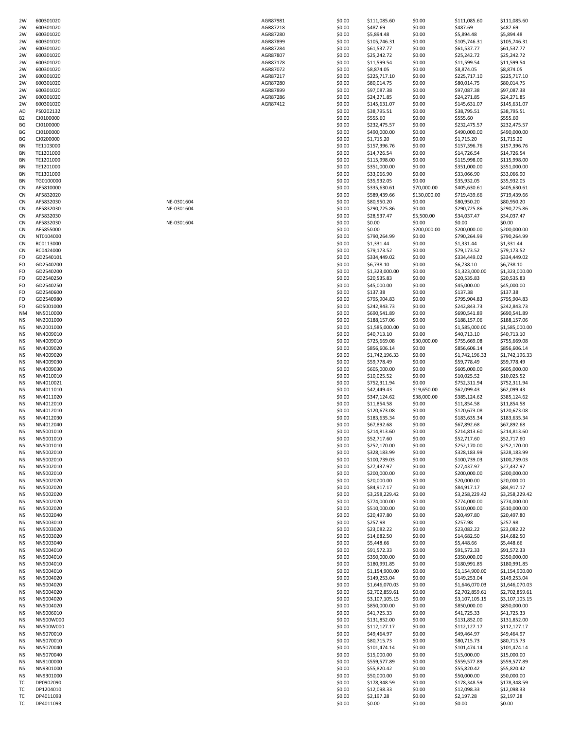| | | | | | | | | |
|---|---|---|---|---|---|---|---|---|
| 2W | 600301020 | | AGR87981 | $0.00 | $111,085.60 | $0.00 | $111,085.60 | $111,085.60 |
| 2W | 600301020 | | AGR87218 | $0.00 | $487.69 | $0.00 | $487.69 | $487.69 |
| 2W | 600301020 | | AGR87280 | $0.00 | $5,894.48 | $0.00 | $5,894.48 | $5,894.48 |
| 2W | 600301020 | | AGR87899 | $0.00 | $105,746.31 | $0.00 | $105,746.31 | $105,746.31 |
| 2W | 600301020 | | AGR87284 | $0.00 | $61,537.77 | $0.00 | $61,537.77 | $61,537.77 |
| 2W | 600301020 | | AGR87807 | $0.00 | $25,242.72 | $0.00 | $25,242.72 | $25,242.72 |
| 2W | 600301020 | | AGR87178 | $0.00 | $11,599.54 | $0.00 | $11,599.54 | $11,599.54 |
| 2W | 600301020 | | AGR87072 | $0.00 | $8,874.05 | $0.00 | $8,874.05 | $8,874.05 |
| 2W | 600301020 | | AGR87217 | $0.00 | $225,717.10 | $0.00 | $225,717.10 | $225,717.10 |
| 2W | 600301020 | | AGR87280 | $0.00 | $80,014.75 | $0.00 | $80,014.75 | $80,014.75 |
| 2W | 600301020 | | AGR87899 | $0.00 | $97,087.38 | $0.00 | $97,087.38 | $97,087.38 |
| 2W | 600301020 | | AGR87286 | $0.00 | $24,271.85 | $0.00 | $24,271.85 | $24,271.85 |
| 2W | 600301020 | | AGR87412 | $0.00 | $145,631.07 | $0.00 | $145,631.07 | $145,631.07 |
| AD | PS0202132 | | | $0.00 | $38,795.51 | $0.00 | $38,795.51 | $38,795.51 |
| B2 | CJ0100000 | | | $0.00 | $555.60 | $0.00 | $555.60 | $555.60 |
| BG | CJ0100000 | | | $0.00 | $232,475.57 | $0.00 | $232,475.57 | $232,475.57 |
| BG | CJ0100000 | | | $0.00 | $490,000.00 | $0.00 | $490,000.00 | $490,000.00 |
| BG | CJ0200000 | | | $0.00 | $1,715.20 | $0.00 | $1,715.20 | $1,715.20 |
| BN | TE1103000 | | | $0.00 | $157,396.76 | $0.00 | $157,396.76 | $157,396.76 |
| BN | TE1201000 | | | $0.00 | $14,726.54 | $0.00 | $14,726.54 | $14,726.54 |
| BN | TE1201000 | | | $0.00 | $115,998.00 | $0.00 | $115,998.00 | $115,998.00 |
| BN | TE1201000 | | | $0.00 | $351,000.00 | $0.00 | $351,000.00 | $351,000.00 |
| BN | TE1301000 | | | $0.00 | $33,066.90 | $0.00 | $33,066.90 | $33,066.90 |
| BN | TG0100000 | | | $0.00 | $35,932.05 | $0.00 | $35,932.05 | $35,932.05 |
| CN | AF5810000 | | | $0.00 | $335,630.61 | $70,000.00 | $405,630.61 | $405,630.61 |
| CN | AF5832020 | | | $0.00 | $589,439.66 | $130,000.00 | $719,439.66 | $719,439.66 |
| CN | AF5832030 | NE-0301604 | | $0.00 | $80,950.20 | $0.00 | $80,950.20 | $80,950.20 |
| CN | AF5832030 | NE-0301604 | | $0.00 | $290,725.86 | $0.00 | $290,725.86 | $290,725.86 |
| CN | AF5832030 | | | $0.00 | $28,537.47 | $5,500.00 | $34,037.47 | $34,037.47 |
| CN | AF5832030 | NE-0301604 | | $0.00 | $0.00 | $0.00 | $0.00 | $0.00 |
| CN | AF5855000 | | | $0.00 | $0.00 | $200,000.00 | $200,000.00 | $200,000.00 |
| CN | NT0104000 | | | $0.00 | $790,264.99 | $0.00 | $790,264.99 | $790,264.99 |
| CN | RC0113000 | | | $0.00 | $1,331.44 | $0.00 | $1,331.44 | $1,331.44 |
| CN | RC0424000 | | | $0.00 | $79,173.52 | $0.00 | $79,173.52 | $79,173.52 |
| FO | GD2540101 | | | $0.00 | $334,449.02 | $0.00 | $334,449.02 | $334,449.02 |
| FO | GD2540200 | | | $0.00 | $6,738.10 | $0.00 | $6,738.10 | $6,738.10 |
| FO | GD2540200 | | | $0.00 | $1,323,000.00 | $0.00 | $1,323,000.00 | $1,323,000.00 |
| FO | GD2540250 | | | $0.00 | $20,535.83 | $0.00 | $20,535.83 | $20,535.83 |
| FO | GD2540250 | | | $0.00 | $45,000.00 | $0.00 | $45,000.00 | $45,000.00 |
| FO | GD2540600 | | | $0.00 | $137.38 | $0.00 | $137.38 | $137.38 |
| FO | GD2540980 | | | $0.00 | $795,904.83 | $0.00 | $795,904.83 | $795,904.83 |
| FO | GD5001000 | | | $0.00 | $242,843.73 | $0.00 | $242,843.73 | $242,843.73 |
| NM | NN5010000 | | | $0.00 | $690,541.89 | $0.00 | $690,541.89 | $690,541.89 |
| NS | NN2001000 | | | $0.00 | $188,157.06 | $0.00 | $188,157.06 | $188,157.06 |
| NS | NN2001000 | | | $0.00 | $1,585,000.00 | $0.00 | $1,585,000.00 | $1,585,000.00 |
| NS | NN4009010 | | | $0.00 | $40,713.10 | $0.00 | $40,713.10 | $40,713.10 |
| NS | NN4009010 | | | $0.00 | $725,669.08 | $30,000.00 | $755,669.08 | $755,669.08 |
| NS | NN4009020 | | | $0.00 | $856,606.14 | $0.00 | $856,606.14 | $856,606.14 |
| NS | NN4009020 | | | $0.00 | $1,742,196.33 | $0.00 | $1,742,196.33 | $1,742,196.33 |
| NS | NN4009030 | | | $0.00 | $59,778.49 | $0.00 | $59,778.49 | $59,778.49 |
| NS | NN4009030 | | | $0.00 | $605,000.00 | $0.00 | $605,000.00 | $605,000.00 |
| NS | NN4010010 | | | $0.00 | $10,025.52 | $0.00 | $10,025.52 | $10,025.52 |
| NS | NN4010021 | | | $0.00 | $752,311.94 | $0.00 | $752,311.94 | $752,311.94 |
| NS | NN4011010 | | | $0.00 | $42,449.43 | $19,650.00 | $62,099.43 | $62,099.43 |
| NS | NN4011020 | | | $0.00 | $347,124.62 | $38,000.00 | $385,124.62 | $385,124.62 |
| NS | NN4012010 | | | $0.00 | $11,854.58 | $0.00 | $11,854.58 | $11,854.58 |
| NS | NN4012010 | | | $0.00 | $120,673.08 | $0.00 | $120,673.08 | $120,673.08 |
| NS | NN4012030 | | | $0.00 | $183,635.34 | $0.00 | $183,635.34 | $183,635.34 |
| NS | NN4012040 | | | $0.00 | $67,892.68 | $0.00 | $67,892.68 | $67,892.68 |
| NS | NN5001010 | | | $0.00 | $214,813.60 | $0.00 | $214,813.60 | $214,813.60 |
| NS | NN5001010 | | | $0.00 | $52,717.60 | $0.00 | $52,717.60 | $52,717.60 |
| NS | NN5001010 | | | $0.00 | $252,170.00 | $0.00 | $252,170.00 | $252,170.00 |
| NS | NN5002010 | | | $0.00 | $328,183.99 | $0.00 | $328,183.99 | $328,183.99 |
| NS | NN5002010 | | | $0.00 | $100,739.03 | $0.00 | $100,739.03 | $100,739.03 |
| NS | NN5002010 | | | $0.00 | $27,437.97 | $0.00 | $27,437.97 | $27,437.97 |
| NS | NN5002010 | | | $0.00 | $200,000.00 | $0.00 | $200,000.00 | $200,000.00 |
| NS | NN5002020 | | | $0.00 | $20,000.00 | $0.00 | $20,000.00 | $20,000.00 |
| NS | NN5002020 | | | $0.00 | $84,917.17 | $0.00 | $84,917.17 | $84,917.17 |
| NS | NN5002020 | | | $0.00 | $3,258,229.42 | $0.00 | $3,258,229.42 | $3,258,229.42 |
| NS | NN5002020 | | | $0.00 | $774,000.00 | $0.00 | $774,000.00 | $774,000.00 |
| NS | NN5002020 | | | $0.00 | $510,000.00 | $0.00 | $510,000.00 | $510,000.00 |
| NS | NN5002040 | | | $0.00 | $20,497.80 | $0.00 | $20,497.80 | $20,497.80 |
| NS | NN5003010 | | | $0.00 | $257.98 | $0.00 | $257.98 | $257.98 |
| NS | NN5003020 | | | $0.00 | $23,082.22 | $0.00 | $23,082.22 | $23,082.22 |
| NS | NN5003020 | | | $0.00 | $14,682.50 | $0.00 | $14,682.50 | $14,682.50 |
| NS | NN5003040 | | | $0.00 | $5,448.66 | $0.00 | $5,448.66 | $5,448.66 |
| NS | NN5004010 | | | $0.00 | $91,572.33 | $0.00 | $91,572.33 | $91,572.33 |
| NS | NN5004010 | | | $0.00 | $350,000.00 | $0.00 | $350,000.00 | $350,000.00 |
| NS | NN5004010 | | | $0.00 | $180,991.85 | $0.00 | $180,991.85 | $180,991.85 |
| NS | NN5004010 | | | $0.00 | $1,154,900.00 | $0.00 | $1,154,900.00 | $1,154,900.00 |
| NS | NN5004020 | | | $0.00 | $149,253.04 | $0.00 | $149,253.04 | $149,253.04 |
| NS | NN5004020 | | | $0.00 | $1,646,070.03 | $0.00 | $1,646,070.03 | $1,646,070.03 |
| NS | NN5004020 | | | $0.00 | $2,702,859.61 | $0.00 | $2,702,859.61 | $2,702,859.61 |
| NS | NN5004020 | | | $0.00 | $3,107,105.15 | $0.00 | $3,107,105.15 | $3,107,105.15 |
| NS | NN5004020 | | | $0.00 | $850,000.00 | $0.00 | $850,000.00 | $850,000.00 |
| NS | NN5006010 | | | $0.00 | $41,725.33 | $0.00 | $41,725.33 | $41,725.33 |
| NS | NN500W000 | | | $0.00 | $131,852.00 | $0.00 | $131,852.00 | $131,852.00 |
| NS | NN500W000 | | | $0.00 | $112,127.17 | $0.00 | $112,127.17 | $112,127.17 |
| NS | NN5070010 | | | $0.00 | $49,464.97 | $0.00 | $49,464.97 | $49,464.97 |
| NS | NN5070010 | | | $0.00 | $80,715.73 | $0.00 | $80,715.73 | $80,715.73 |
| NS | NN5070040 | | | $0.00 | $101,474.14 | $0.00 | $101,474.14 | $101,474.14 |
| NS | NN5070040 | | | $0.00 | $15,000.00 | $0.00 | $15,000.00 | $15,000.00 |
| NS | NN9100000 | | | $0.00 | $559,577.89 | $0.00 | $559,577.89 | $559,577.89 |
| NS | NN9301000 | | | $0.00 | $55,820.42 | $0.00 | $55,820.42 | $55,820.42 |
| NS | NN9301000 | | | $0.00 | $50,000.00 | $0.00 | $50,000.00 | $50,000.00 |
| TC | DP0902090 | | | $0.00 | $178,348.59 | $0.00 | $178,348.59 | $178,348.59 |
| TC | DP1204010 | | | $0.00 | $12,098.33 | $0.00 | $12,098.33 | $12,098.33 |
| TC | DP4011093 | | | $0.00 | $2,197.28 | $0.00 | $2,197.28 | $2,197.28 |
| TC | DP4011093 | | | $0.00 | $0.00 | $0.00 | $0.00 | $0.00 |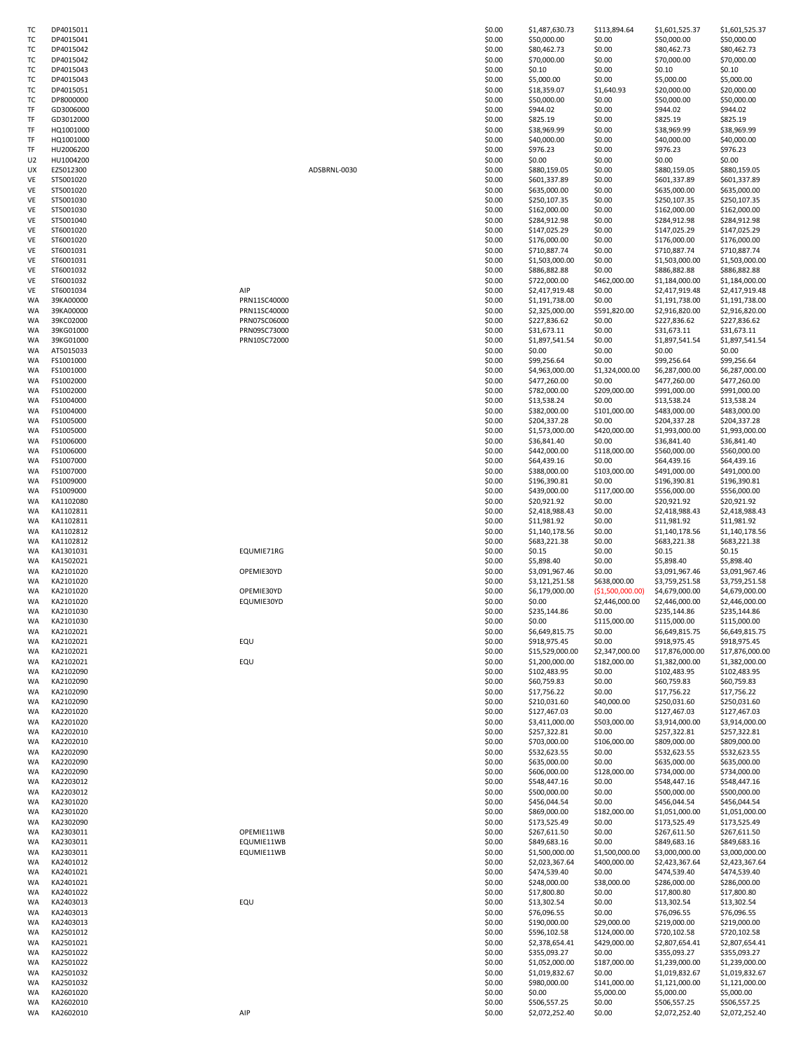| | | | | | | | | |
|---|---|---|---|---|---|---|---|---|
| TC | DP4015011 | | | $0.00 | $1,487,630.73 | $113,894.64 | $1,601,525.37 | $1,601,525.37 |
| TC | DP4015041 | | | $0.00 | $50,000.00 | $0.00 | $50,000.00 | $50,000.00 |
| TC | DP4015042 | | | $0.00 | $80,462.73 | $0.00 | $80,462.73 | $80,462.73 |
| TC | DP4015042 | | | $0.00 | $70,000.00 | $0.00 | $70,000.00 | $70,000.00 |
| TC | DP4015043 | | | $0.00 | $0.10 | $0.00 | $0.10 | $0.10 |
| TC | DP4015043 | | | $0.00 | $5,000.00 | $0.00 | $5,000.00 | $5,000.00 |
| TC | DP4015051 | | | $0.00 | $18,359.07 | $1,640.93 | $20,000.00 | $20,000.00 |
| TC | DP8000000 | | | $0.00 | $50,000.00 | $0.00 | $50,000.00 | $50,000.00 |
| TF | GD3006000 | | | $0.00 | $944.02 | $0.00 | $944.02 | $944.02 |
| TF | GD3012000 | | | $0.00 | $825.19 | $0.00 | $825.19 | $825.19 |
| TF | HQ1001000 | | | $0.00 | $38,969.99 | $0.00 | $38,969.99 | $38,969.99 |
| TF | HQ1001000 | | | $0.00 | $40,000.00 | $0.00 | $40,000.00 | $40,000.00 |
| TF | HU2006200 | | | $0.00 | $976.23 | $0.00 | $976.23 | $976.23 |
| U2 | HU1004200 | | | $0.00 | $0.00 | $0.00 | $0.00 | $0.00 |
| UX | EZ5012300 | | ADSBRNL-0030 | $0.00 | $880,159.05 | $0.00 | $880,159.05 | $880,159.05 |
| VE | ST5001020 | | | $0.00 | $601,337.89 | $0.00 | $601,337.89 | $601,337.89 |
| VE | ST5001020 | | | $0.00 | $635,000.00 | $0.00 | $635,000.00 | $635,000.00 |
| VE | ST5001030 | | | $0.00 | $250,107.35 | $0.00 | $250,107.35 | $250,107.35 |
| VE | ST5001030 | | | $0.00 | $162,000.00 | $0.00 | $162,000.00 | $162,000.00 |
| VE | ST5001040 | | | $0.00 | $284,912.98 | $0.00 | $284,912.98 | $284,912.98 |
| VE | ST6001020 | | | $0.00 | $147,025.29 | $0.00 | $147,025.29 | $147,025.29 |
| VE | ST6001020 | | | $0.00 | $176,000.00 | $0.00 | $176,000.00 | $176,000.00 |
| VE | ST6001031 | | | $0.00 | $710,887.74 | $0.00 | $710,887.74 | $710,887.74 |
| VE | ST6001031 | | | $0.00 | $1,503,000.00 | $0.00 | $1,503,000.00 | $1,503,000.00 |
| VE | ST6001032 | | | $0.00 | $886,882.88 | $0.00 | $886,882.88 | $886,882.88 |
| VE | ST6001032 | | | $0.00 | $722,000.00 | $462,000.00 | $1,184,000.00 | $1,184,000.00 |
| VE | ST6001034 | AIP | | $0.00 | $2,417,919.48 | $0.00 | $2,417,919.48 | $2,417,919.48 |
| WA | 39KA00000 | PRN11SC40000 | | $0.00 | $1,191,738.00 | $0.00 | $1,191,738.00 | $1,191,738.00 |
| WA | 39KA00000 | PRN11SC40000 | | $0.00 | $2,325,000.00 | $591,820.00 | $2,916,820.00 | $2,916,820.00 |
| WA | 39KC02000 | PRN07SC06000 | | $0.00 | $227,836.62 | $0.00 | $227,836.62 | $227,836.62 |
| WA | 39KG01000 | PRN09SC73000 | | $0.00 | $31,673.11 | $0.00 | $31,673.11 | $31,673.11 |
| WA | 39KG01000 | PRN10SC72000 | | $0.00 | $1,897,541.54 | $0.00 | $1,897,541.54 | $1,897,541.54 |
| WA | AT5015033 | | | $0.00 | $0.00 | $0.00 | $0.00 | $0.00 |
| WA | FS1001000 | | | $0.00 | $99,256.64 | $0.00 | $99,256.64 | $99,256.64 |
| WA | FS1001000 | | | $0.00 | $4,963,000.00 | $1,324,000.00 | $6,287,000.00 | $6,287,000.00 |
| WA | FS1002000 | | | $0.00 | $477,260.00 | $0.00 | $477,260.00 | $477,260.00 |
| WA | FS1002000 | | | $0.00 | $782,000.00 | $209,000.00 | $991,000.00 | $991,000.00 |
| WA | FS1004000 | | | $0.00 | $13,538.24 | $0.00 | $13,538.24 | $13,538.24 |
| WA | FS1004000 | | | $0.00 | $382,000.00 | $101,000.00 | $483,000.00 | $483,000.00 |
| WA | FS1005000 | | | $0.00 | $204,337.28 | $0.00 | $204,337.28 | $204,337.28 |
| WA | FS1005000 | | | $0.00 | $1,573,000.00 | $420,000.00 | $1,993,000.00 | $1,993,000.00 |
| WA | FS1006000 | | | $0.00 | $36,841.40 | $0.00 | $36,841.40 | $36,841.40 |
| WA | FS1006000 | | | $0.00 | $442,000.00 | $118,000.00 | $560,000.00 | $560,000.00 |
| WA | FS1007000 | | | $0.00 | $64,439.16 | $0.00 | $64,439.16 | $64,439.16 |
| WA | FS1007000 | | | $0.00 | $388,000.00 | $103,000.00 | $491,000.00 | $491,000.00 |
| WA | FS1009000 | | | $0.00 | $196,390.81 | $0.00 | $196,390.81 | $196,390.81 |
| WA | FS1009000 | | | $0.00 | $439,000.00 | $117,000.00 | $556,000.00 | $556,000.00 |
| WA | KA1102080 | | | $0.00 | $20,921.92 | $0.00 | $20,921.92 | $20,921.92 |
| WA | KA1102811 | | | $0.00 | $2,418,988.43 | $0.00 | $2,418,988.43 | $2,418,988.43 |
| WA | KA1102811 | | | $0.00 | $11,981.92 | $0.00 | $11,981.92 | $11,981.92 |
| WA | KA1102812 | | | $0.00 | $1,140,178.56 | $0.00 | $1,140,178.56 | $1,140,178.56 |
| WA | KA1102812 | | | $0.00 | $683,221.38 | $0.00 | $683,221.38 | $683,221.38 |
| WA | KA1301031 | EQUMIE71RG | | $0.00 | $0.15 | $0.00 | $0.15 | $0.15 |
| WA | KA1502021 | | | $0.00 | $5,898.40 | $0.00 | $5,898.40 | $5,898.40 |
| WA | KA2101020 | OPEMIE30YD | | $0.00 | $3,091,967.46 | $0.00 | $3,091,967.46 | $3,091,967.46 |
| WA | KA2101020 | | | $0.00 | $3,121,251.58 | $638,000.00 | $3,759,251.58 | $3,759,251.58 |
| WA | KA2101020 | OPEMIE30YD | | $0.00 | $6,179,000.00 | ($1,500,000.00) | $4,679,000.00 | $4,679,000.00 |
| WA | KA2101020 | EQUMIE30YD | | $0.00 | $0.00 | $2,446,000.00 | $2,446,000.00 | $2,446,000.00 |
| WA | KA2101030 | | | $0.00 | $235,144.86 | $0.00 | $235,144.86 | $235,144.86 |
| WA | KA2101030 | | | $0.00 | $0.00 | $115,000.00 | $115,000.00 | $115,000.00 |
| WA | KA2102021 | | | $0.00 | $6,649,815.75 | $0.00 | $6,649,815.75 | $6,649,815.75 |
| WA | KA2102021 | EQU | | $0.00 | $918,975.45 | $0.00 | $918,975.45 | $918,975.45 |
| WA | KA2102021 | | | $0.00 | $15,529,000.00 | $2,347,000.00 | $17,876,000.00 | $17,876,000.00 |
| WA | KA2102021 | EQU | | $0.00 | $1,200,000.00 | $182,000.00 | $1,382,000.00 | $1,382,000.00 |
| WA | KA2102090 | | | $0.00 | $102,483.95 | $0.00 | $102,483.95 | $102,483.95 |
| WA | KA2102090 | | | $0.00 | $60,759.83 | $0.00 | $60,759.83 | $60,759.83 |
| WA | KA2102090 | | | $0.00 | $17,756.22 | $0.00 | $17,756.22 | $17,756.22 |
| WA | KA2102090 | | | $0.00 | $210,031.60 | $40,000.00 | $250,031.60 | $250,031.60 |
| WA | KA2201020 | | | $0.00 | $127,467.03 | $0.00 | $127,467.03 | $127,467.03 |
| WA | KA2201020 | | | $0.00 | $3,411,000.00 | $503,000.00 | $3,914,000.00 | $3,914,000.00 |
| WA | KA2202010 | | | $0.00 | $257,322.81 | $0.00 | $257,322.81 | $257,322.81 |
| WA | KA2202010 | | | $0.00 | $703,000.00 | $106,000.00 | $809,000.00 | $809,000.00 |
| WA | KA2202090 | | | $0.00 | $532,623.55 | $0.00 | $532,623.55 | $532,623.55 |
| WA | KA2202090 | | | $0.00 | $635,000.00 | $0.00 | $635,000.00 | $635,000.00 |
| WA | KA2202090 | | | $0.00 | $606,000.00 | $128,000.00 | $734,000.00 | $734,000.00 |
| WA | KA2203012 | | | $0.00 | $548,447.16 | $0.00 | $548,447.16 | $548,447.16 |
| WA | KA2203012 | | | $0.00 | $500,000.00 | $0.00 | $500,000.00 | $500,000.00 |
| WA | KA2301020 | | | $0.00 | $456,044.54 | $0.00 | $456,044.54 | $456,044.54 |
| WA | KA2301020 | | | $0.00 | $869,000.00 | $182,000.00 | $1,051,000.00 | $1,051,000.00 |
| WA | KA2302090 | | | $0.00 | $173,525.49 | $0.00 | $173,525.49 | $173,525.49 |
| WA | KA2303011 | OPEMIE11WB | | $0.00 | $267,611.50 | $0.00 | $267,611.50 | $267,611.50 |
| WA | KA2303011 | EQUMIE11WB | | $0.00 | $849,683.16 | $0.00 | $849,683.16 | $849,683.16 |
| WA | KA2303011 | EQUMIE11WB | | $0.00 | $1,500,000.00 | $1,500,000.00 | $3,000,000.00 | $3,000,000.00 |
| WA | KA2401012 | | | $0.00 | $2,023,367.64 | $400,000.00 | $2,423,367.64 | $2,423,367.64 |
| WA | KA2401021 | | | $0.00 | $474,539.40 | $0.00 | $474,539.40 | $474,539.40 |
| WA | KA2401021 | | | $0.00 | $248,000.00 | $38,000.00 | $286,000.00 | $286,000.00 |
| WA | KA2401022 | | | $0.00 | $17,800.80 | $0.00 | $17,800.80 | $17,800.80 |
| WA | KA2403013 | EQU | | $0.00 | $13,302.54 | $0.00 | $13,302.54 | $13,302.54 |
| WA | KA2403013 | | | $0.00 | $76,096.55 | $0.00 | $76,096.55 | $76,096.55 |
| WA | KA2403013 | | | $0.00 | $190,000.00 | $29,000.00 | $219,000.00 | $219,000.00 |
| WA | KA2501012 | | | $0.00 | $596,102.58 | $124,000.00 | $720,102.58 | $720,102.58 |
| WA | KA2501021 | | | $0.00 | $2,378,654.41 | $429,000.00 | $2,807,654.41 | $2,807,654.41 |
| WA | KA2501022 | | | $0.00 | $355,093.27 | $0.00 | $355,093.27 | $355,093.27 |
| WA | KA2501022 | | | $0.00 | $1,052,000.00 | $187,000.00 | $1,239,000.00 | $1,239,000.00 |
| WA | KA2501032 | | | $0.00 | $1,019,832.67 | $0.00 | $1,019,832.67 | $1,019,832.67 |
| WA | KA2501032 | | | $0.00 | $980,000.00 | $141,000.00 | $1,121,000.00 | $1,121,000.00 |
| WA | KA2601020 | | | $0.00 | $0.00 | $5,000.00 | $5,000.00 | $5,000.00 |
| WA | KA2602010 | | | $0.00 | $506,557.25 | $0.00 | $506,557.25 | $506,557.25 |
| WA | KA2602010 | AIP | | $0.00 | $2,072,252.40 | $0.00 | $2,072,252.40 | $2,072,252.40 |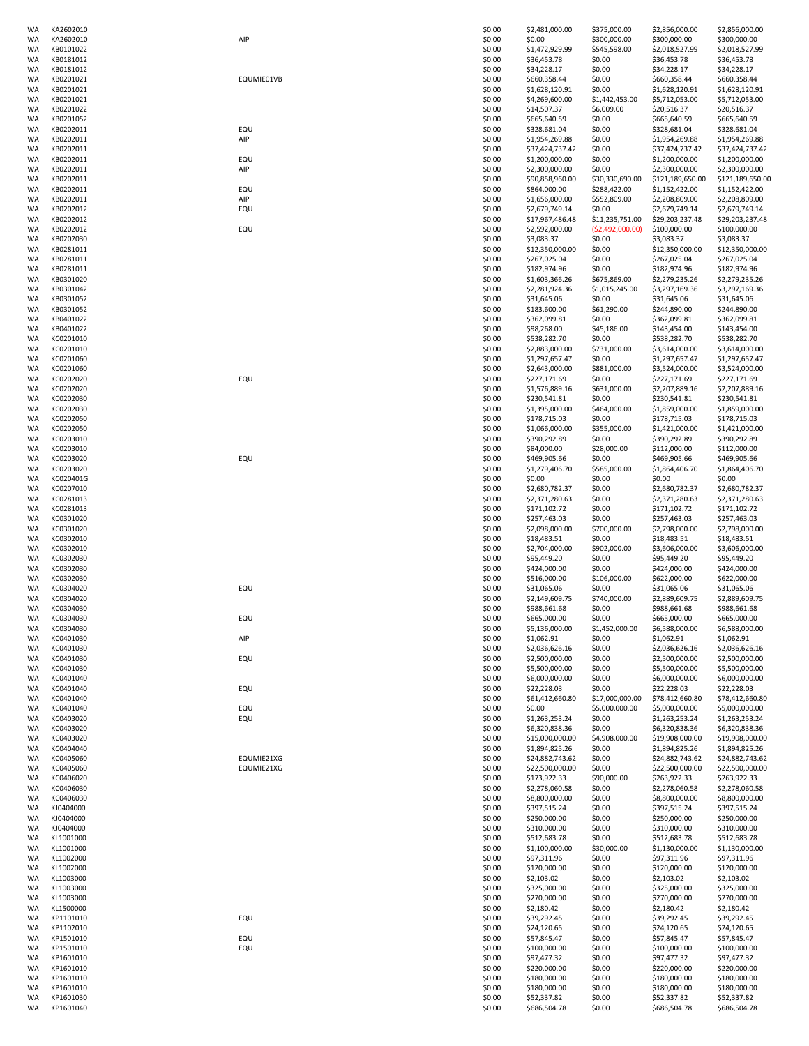| | | | | | | | |
|---|---|---|---|---|---|---|---|
| WA | KA2602010 | | $0.00 | $2,481,000.00 | $375,000.00 | $2,856,000.00 | $2,856,000.00 |
| WA | KA2602010 | AIP | $0.00 | $0.00 | $300,000.00 | $300,000.00 | $300,000.00 |
| WA | KB0101022 | | $0.00 | $1,472,929.99 | $545,598.00 | $2,018,527.99 | $2,018,527.99 |
| WA | KB0181012 | | $0.00 | $36,453.78 | $0.00 | $36,453.78 | $36,453.78 |
| WA | KB0181012 | | $0.00 | $34,228.17 | $0.00 | $34,228.17 | $34,228.17 |
| WA | KB0201021 | EQUMIE01VB | $0.00 | $660,358.44 | $0.00 | $660,358.44 | $660,358.44 |
| WA | KB0201021 | | $0.00 | $1,628,120.91 | $0.00 | $1,628,120.91 | $1,628,120.91 |
| WA | KB0201021 | | $0.00 | $4,269,600.00 | $1,442,453.00 | $5,712,053.00 | $5,712,053.00 |
| WA | KB0201022 | | $0.00 | $14,507.37 | $6,009.00 | $20,516.37 | $20,516.37 |
| WA | KB0201052 | | $0.00 | $665,640.59 | $0.00 | $665,640.59 | $665,640.59 |
| WA | KB0202011 | EQU | $0.00 | $328,681.04 | $0.00 | $328,681.04 | $328,681.04 |
| WA | KB0202011 | AIP | $0.00 | $1,954,269.88 | $0.00 | $1,954,269.88 | $1,954,269.88 |
| WA | KB0202011 | | $0.00 | $37,424,737.42 | $0.00 | $37,424,737.42 | $37,424,737.42 |
| WA | KB0202011 | EQU | $0.00 | $1,200,000.00 | $0.00 | $1,200,000.00 | $1,200,000.00 |
| WA | KB0202011 | AIP | $0.00 | $2,300,000.00 | $0.00 | $2,300,000.00 | $2,300,000.00 |
| WA | KB0202011 | | $0.00 | $90,858,960.00 | $30,330,690.00 | $121,189,650.00 | $121,189,650.00 |
| WA | KB0202011 | EQU | $0.00 | $864,000.00 | $288,422.00 | $1,152,422.00 | $1,152,422.00 |
| WA | KB0202011 | AIP | $0.00 | $1,656,000.00 | $552,809.00 | $2,208,809.00 | $2,208,809.00 |
| WA | KB0202012 | EQU | $0.00 | $2,679,749.14 | $0.00 | $2,679,749.14 | $2,679,749.14 |
| WA | KB0202012 | | $0.00 | $17,967,486.48 | $11,235,751.00 | $29,203,237.48 | $29,203,237.48 |
| WA | KB0202012 | EQU | $0.00 | $2,592,000.00 | ($2,492,000.00) | $100,000.00 | $100,000.00 |
| WA | KB0202030 | | $0.00 | $3,083.37 | $0.00 | $3,083.37 | $3,083.37 |
| WA | KB0281011 | | $0.00 | $12,350,000.00 | $0.00 | $12,350,000.00 | $12,350,000.00 |
| WA | KB0281011 | | $0.00 | $267,025.04 | $0.00 | $267,025.04 | $267,025.04 |
| WA | KB0281011 | | $0.00 | $182,974.96 | $0.00 | $182,974.96 | $182,974.96 |
| WA | KB0301020 | | $0.00 | $1,603,366.26 | $675,869.00 | $2,279,235.26 | $2,279,235.26 |
| WA | KB0301042 | | $0.00 | $2,281,924.36 | $1,015,245.00 | $3,297,169.36 | $3,297,169.36 |
| WA | KB0301052 | | $0.00 | $31,645.06 | $0.00 | $31,645.06 | $31,645.06 |
| WA | KB0301052 | | $0.00 | $183,600.00 | $61,290.00 | $244,890.00 | $244,890.00 |
| WA | KB0401022 | | $0.00 | $362,099.81 | $0.00 | $362,099.81 | $362,099.81 |
| WA | KB0401022 | | $0.00 | $98,268.00 | $45,186.00 | $143,454.00 | $143,454.00 |
| WA | KC0201010 | | $0.00 | $538,282.70 | $0.00 | $538,282.70 | $538,282.70 |
| WA | KC0201010 | | $0.00 | $2,883,000.00 | $731,000.00 | $3,614,000.00 | $3,614,000.00 |
| WA | KC0201060 | | $0.00 | $1,297,657.47 | $0.00 | $1,297,657.47 | $1,297,657.47 |
| WA | KC0201060 | | $0.00 | $2,643,000.00 | $881,000.00 | $3,524,000.00 | $3,524,000.00 |
| WA | KC0202020 | EQU | $0.00 | $227,171.69 | $0.00 | $227,171.69 | $227,171.69 |
| WA | KC0202020 | | $0.00 | $1,576,889.16 | $631,000.00 | $2,207,889.16 | $2,207,889.16 |
| WA | KC0202030 | | $0.00 | $230,541.81 | $0.00 | $230,541.81 | $230,541.81 |
| WA | KC0202030 | | $0.00 | $1,395,000.00 | $464,000.00 | $1,859,000.00 | $1,859,000.00 |
| WA | KC0202050 | | $0.00 | $178,715.03 | $0.00 | $178,715.03 | $178,715.03 |
| WA | KC0202050 | | $0.00 | $1,066,000.00 | $355,000.00 | $1,421,000.00 | $1,421,000.00 |
| WA | KC0203010 | | $0.00 | $390,292.89 | $0.00 | $390,292.89 | $390,292.89 |
| WA | KC0203010 | | $0.00 | $84,000.00 | $28,000.00 | $112,000.00 | $112,000.00 |
| WA | KC0203020 | EQU | $0.00 | $469,905.66 | $0.00 | $469,905.66 | $469,905.66 |
| WA | KC0203020 | | $0.00 | $1,279,406.70 | $585,000.00 | $1,864,406.70 | $1,864,406.70 |
| WA | KC020401G | | $0.00 | $0.00 | $0.00 | $0.00 | $0.00 |
| WA | KC0207010 | | $0.00 | $2,680,782.37 | $0.00 | $2,680,782.37 | $2,680,782.37 |
| WA | KC0281013 | | $0.00 | $2,371,280.63 | $0.00 | $2,371,280.63 | $2,371,280.63 |
| WA | KC0281013 | | $0.00 | $171,102.72 | $0.00 | $171,102.72 | $171,102.72 |
| WA | KC0301020 | | $0.00 | $257,463.03 | $0.00 | $257,463.03 | $257,463.03 |
| WA | KC0301020 | | $0.00 | $2,098,000.00 | $700,000.00 | $2,798,000.00 | $2,798,000.00 |
| WA | KC0302010 | | $0.00 | $18,483.51 | $0.00 | $18,483.51 | $18,483.51 |
| WA | KC0302010 | | $0.00 | $2,704,000.00 | $902,000.00 | $3,606,000.00 | $3,606,000.00 |
| WA | KC0302030 | | $0.00 | $95,449.20 | $0.00 | $95,449.20 | $95,449.20 |
| WA | KC0302030 | | $0.00 | $424,000.00 | $0.00 | $424,000.00 | $424,000.00 |
| WA | KC0302030 | | $0.00 | $516,000.00 | $106,000.00 | $622,000.00 | $622,000.00 |
| WA | KC0304020 | EQU | $0.00 | $31,065.06 | $0.00 | $31,065.06 | $31,065.06 |
| WA | KC0304020 | | $0.00 | $2,149,609.75 | $740,000.00 | $2,889,609.75 | $2,889,609.75 |
| WA | KC0304030 | | $0.00 | $988,661.68 | $0.00 | $988,661.68 | $988,661.68 |
| WA | KC0304030 | EQU | $0.00 | $665,000.00 | $0.00 | $665,000.00 | $665,000.00 |
| WA | KC0304030 | | $0.00 | $5,136,000.00 | $1,452,000.00 | $6,588,000.00 | $6,588,000.00 |
| WA | KC0401030 | AIP | $0.00 | $1,062.91 | $0.00 | $1,062.91 | $1,062.91 |
| WA | KC0401030 | | $0.00 | $2,036,626.16 | $0.00 | $2,036,626.16 | $2,036,626.16 |
| WA | KC0401030 | EQU | $0.00 | $2,500,000.00 | $0.00 | $2,500,000.00 | $2,500,000.00 |
| WA | KC0401030 | | $0.00 | $5,500,000.00 | $0.00 | $5,500,000.00 | $5,500,000.00 |
| WA | KC0401040 | | $0.00 | $6,000,000.00 | $0.00 | $6,000,000.00 | $6,000,000.00 |
| WA | KC0401040 | EQU | $0.00 | $22,228.03 | $0.00 | $22,228.03 | $22,228.03 |
| WA | KC0401040 | | $0.00 | $61,412,660.80 | $17,000,000.00 | $78,412,660.80 | $78,412,660.80 |
| WA | KC0401040 | EQU | $0.00 | $0.00 | $5,000,000.00 | $5,000,000.00 | $5,000,000.00 |
| WA | KC0403020 | EQU | $0.00 | $1,263,253.24 | $0.00 | $1,263,253.24 | $1,263,253.24 |
| WA | KC0403020 | | $0.00 | $6,320,838.36 | $0.00 | $6,320,838.36 | $6,320,838.36 |
| WA | KC0403020 | | $0.00 | $15,000,000.00 | $4,908,000.00 | $19,908,000.00 | $19,908,000.00 |
| WA | KC0404040 | | $0.00 | $1,894,825.26 | $0.00 | $1,894,825.26 | $1,894,825.26 |
| WA | KC0405060 | EQUMIE21XG | $0.00 | $24,882,743.62 | $0.00 | $24,882,743.62 | $24,882,743.62 |
| WA | KC0405060 | EQUMIE21XG | $0.00 | $22,500,000.00 | $0.00 | $22,500,000.00 | $22,500,000.00 |
| WA | KC0406020 | | $0.00 | $173,922.33 | $90,000.00 | $263,922.33 | $263,922.33 |
| WA | KC0406030 | | $0.00 | $2,278,060.58 | $0.00 | $2,278,060.58 | $2,278,060.58 |
| WA | KC0406030 | | $0.00 | $8,800,000.00 | $0.00 | $8,800,000.00 | $8,800,000.00 |
| WA | KJ0404000 | | $0.00 | $397,515.24 | $0.00 | $397,515.24 | $397,515.24 |
| WA | KJ0404000 | | $0.00 | $250,000.00 | $0.00 | $250,000.00 | $250,000.00 |
| WA | KJ0404000 | | $0.00 | $310,000.00 | $0.00 | $310,000.00 | $310,000.00 |
| WA | KL1001000 | | $0.00 | $512,683.78 | $0.00 | $512,683.78 | $512,683.78 |
| WA | KL1001000 | | $0.00 | $1,100,000.00 | $30,000.00 | $1,130,000.00 | $1,130,000.00 |
| WA | KL1002000 | | $0.00 | $97,311.96 | $0.00 | $97,311.96 | $97,311.96 |
| WA | KL1002000 | | $0.00 | $120,000.00 | $0.00 | $120,000.00 | $120,000.00 |
| WA | KL1003000 | | $0.00 | $2,103.02 | $0.00 | $2,103.02 | $2,103.02 |
| WA | KL1003000 | | $0.00 | $325,000.00 | $0.00 | $325,000.00 | $325,000.00 |
| WA | KL1003000 | | $0.00 | $270,000.00 | $0.00 | $270,000.00 | $270,000.00 |
| WA | KL1500000 | | $0.00 | $2,180.42 | $0.00 | $2,180.42 | $2,180.42 |
| WA | KP1101010 | EQU | $0.00 | $39,292.45 | $0.00 | $39,292.45 | $39,292.45 |
| WA | KP1102010 | | $0.00 | $24,120.65 | $0.00 | $24,120.65 | $24,120.65 |
| WA | KP1501010 | EQU | $0.00 | $57,845.47 | $0.00 | $57,845.47 | $57,845.47 |
| WA | KP1501010 | EQU | $0.00 | $100,000.00 | $0.00 | $100,000.00 | $100,000.00 |
| WA | KP1601010 | | $0.00 | $97,477.32 | $0.00 | $97,477.32 | $97,477.32 |
| WA | KP1601010 | | $0.00 | $220,000.00 | $0.00 | $220,000.00 | $220,000.00 |
| WA | KP1601010 | | $0.00 | $180,000.00 | $0.00 | $180,000.00 | $180,000.00 |
| WA | KP1601010 | | $0.00 | $180,000.00 | $0.00 | $180,000.00 | $180,000.00 |
| WA | KP1601030 | | $0.00 | $52,337.82 | $0.00 | $52,337.82 | $52,337.82 |
| WA | KP1601040 | | $0.00 | $686,504.78 | $0.00 | $686,504.78 | $686,504.78 |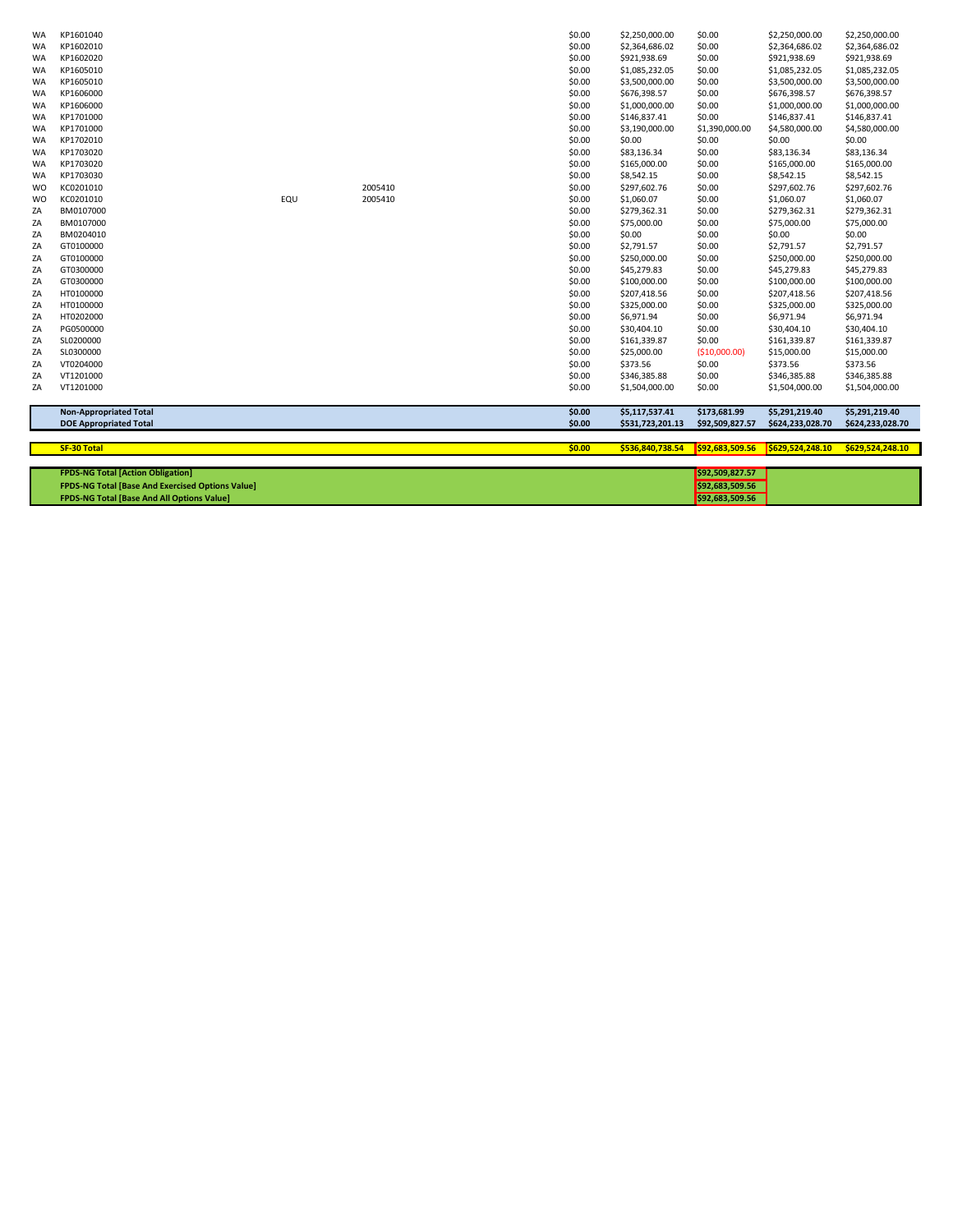| | | | | | | | | |
|---|---|---|---|---|---|---|---|---|
| WA | KP1601040 | | | $0.00 | $2,250,000.00 | $0.00 | $2,250,000.00 | $2,250,000.00 |
| WA | KP1602010 | | | $0.00 | $2,364,686.02 | $0.00 | $2,364,686.02 | $2,364,686.02 |
| WA | KP1602020 | | | $0.00 | $921,938.69 | $0.00 | $921,938.69 | $921,938.69 |
| WA | KP1605010 | | | $0.00 | $1,085,232.05 | $0.00 | $1,085,232.05 | $1,085,232.05 |
| WA | KP1605010 | | | $0.00 | $3,500,000.00 | $0.00 | $3,500,000.00 | $3,500,000.00 |
| WA | KP1606000 | | | $0.00 | $676,398.57 | $0.00 | $676,398.57 | $676,398.57 |
| WA | KP1606000 | | | $0.00 | $1,000,000.00 | $0.00 | $1,000,000.00 | $1,000,000.00 |
| WA | KP1701000 | | | $0.00 | $146,837.41 | $0.00 | $146,837.41 | $146,837.41 |
| WA | KP1701000 | | | $0.00 | $3,190,000.00 | $1,390,000.00 | $4,580,000.00 | $4,580,000.00 |
| WA | KP1702010 | | | $0.00 | $0.00 | $0.00 | $0.00 | $0.00 |
| WA | KP1703020 | | | $0.00 | $83,136.34 | $0.00 | $83,136.34 | $83,136.34 |
| WA | KP1703020 | | | $0.00 | $165,000.00 | $0.00 | $165,000.00 | $165,000.00 |
| WA | KP1703030 | | | $0.00 | $8,542.15 | $0.00 | $8,542.15 | $8,542.15 |
| WO | KC0201010 | | 2005410 | $0.00 | $297,602.76 | $0.00 | $297,602.76 | $297,602.76 |
| WO | KC0201010 | EQU | 2005410 | $0.00 | $1,060.07 | $0.00 | $1,060.07 | $1,060.07 |
| ZA | BM0107000 | | | $0.00 | $279,362.31 | $0.00 | $279,362.31 | $279,362.31 |
| ZA | BM0107000 | | | $0.00 | $75,000.00 | $0.00 | $75,000.00 | $75,000.00 |
| ZA | BM0204010 | | | $0.00 | $0.00 | $0.00 | $0.00 | $0.00 |
| ZA | GT0100000 | | | $0.00 | $2,791.57 | $0.00 | $2,791.57 | $2,791.57 |
| ZA | GT0100000 | | | $0.00 | $250,000.00 | $0.00 | $250,000.00 | $250,000.00 |
| ZA | GT0300000 | | | $0.00 | $45,279.83 | $0.00 | $45,279.83 | $45,279.83 |
| ZA | GT0300000 | | | $0.00 | $100,000.00 | $0.00 | $100,000.00 | $100,000.00 |
| ZA | HT0100000 | | | $0.00 | $207,418.56 | $0.00 | $207,418.56 | $207,418.56 |
| ZA | HT0100000 | | | $0.00 | $325,000.00 | $0.00 | $325,000.00 | $325,000.00 |
| ZA | HT0202000 | | | $0.00 | $6,971.94 | $0.00 | $6,971.94 | $6,971.94 |
| ZA | PG0500000 | | | $0.00 | $30,404.10 | $0.00 | $30,404.10 | $30,404.10 |
| ZA | SL0200000 | | | $0.00 | $161,339.87 | $0.00 | $161,339.87 | $161,339.87 |
| ZA | SL0300000 | | | $0.00 | $25,000.00 | ($10,000.00) | $15,000.00 | $15,000.00 |
| ZA | VT0204000 | | | $0.00 | $373.56 | $0.00 | $373.56 | $373.56 |
| ZA | VT1201000 | | | $0.00 | $346,385.88 | $0.00 | $346,385.88 | $346,385.88 |
| ZA | VT1201000 | | | $0.00 | $1,504,000.00 | $0.00 | $1,504,000.00 | $1,504,000.00 |

| | | | | | |
|---|---|---|---|---|---|
| **Non-Appropriated Total** | **$0.00** | **$5,117,537.41** | **$173,681.99** | **$5,291,219.40** | **$5,291,219.40** |
| **DOE Appropriated Total** | **$0.00** | **$531,723,201.13** | **$92,509,827.57** | **$624,233,028.70** | **$624,233,028.70** |
| **SF-30 Total** | **$0.00** | **$536,840,738.54** | **$92,683,509.56** | **$629,524,248.10** | **$629,524,248.10** |

| | |
|---|---|
| **FPDS-NG Total [Action Obligation]** | **$92,509,827.57** |
| **FPDS-NG Total [Base And Exercised Options Value]** | **$92,683,509.56** |
| **FPDS-NG Total [Base And All Options Value]** | **$92,683,509.56** |